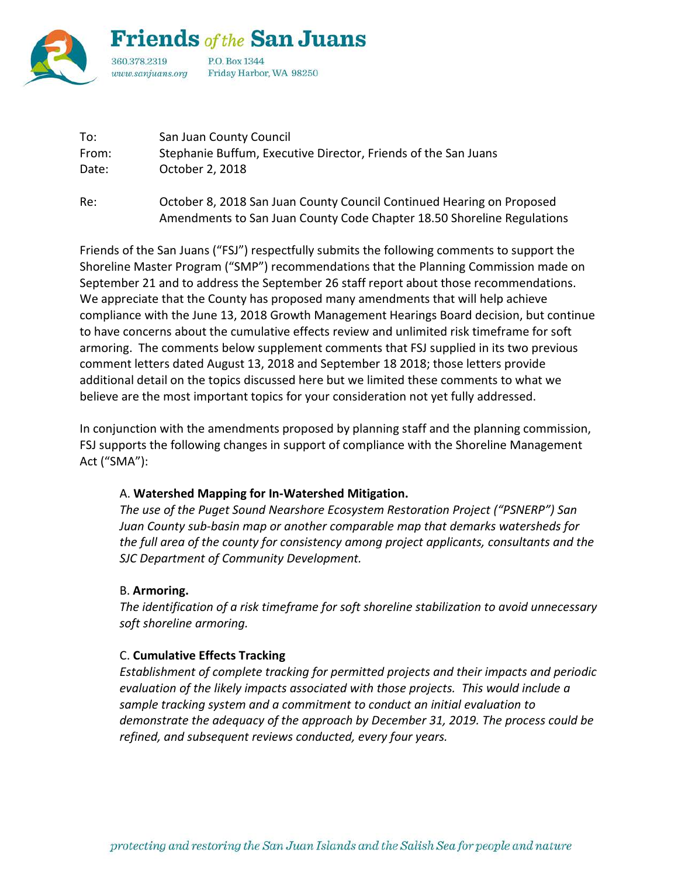# Friends *of the* San Juans

360.378.2319
*www.sanjuans.org*

P.O. Box 1344
Friday Harbor, WA 98250

| | |
|---|---|
| To: | San Juan County Council |
| From: | Stephanie Buffum, Executive Director, Friends of the San Juans |
| Date: | October 2, 2018 |
| Re: | October 8, 2018 San Juan County Council Continued Hearing on Proposed Amendments to San Juan County Code Chapter 18.50 Shoreline Regulations |

Friends of the San Juans ("FSJ") respectfully submits the following comments to support the Shoreline Master Program ("SMP") recommendations that the Planning Commission made on September 21 and to address the September 26 staff report about those recommendations. We appreciate that the County has proposed many amendments that will help achieve compliance with the June 13, 2018 Growth Management Hearings Board decision, but continue to have concerns about the cumulative effects review and unlimited risk timeframe for soft armoring. The comments below supplement comments that FSJ supplied in its two previous comment letters dated August 13, 2018 and September 18 2018; those letters provide additional detail on the topics discussed here but we limited these comments to what we believe are the most important topics for your consideration not yet fully addressed.

In conjunction with the amendments proposed by planning staff and the planning commission, FSJ supports the following changes in support of compliance with the Shoreline Management Act ("SMA"):

A. **Watershed Mapping for In-Watershed Mitigation.**
*The use of the Puget Sound Nearshore Ecosystem Restoration Project ("PSNERP") San Juan County sub-basin map or another comparable map that demarks watersheds for the full area of the county for consistency among project applicants, consultants and the SJC Department of Community Development.*

B. **Armoring.**
*The identification of a risk timeframe for soft shoreline stabilization to avoid unnecessary soft shoreline armoring.*

C. **Cumulative Effects Tracking**
*Establishment of complete tracking for permitted projects and their impacts and periodic evaluation of the likely impacts associated with those projects. This would include a sample tracking system and a commitment to conduct an initial evaluation to demonstrate the adequacy of the approach by December 31, 2019. The process could be refined, and subsequent reviews conducted, every four years.*

*protecting and restoring the San Juan Islands and the Salish Sea for people and nature*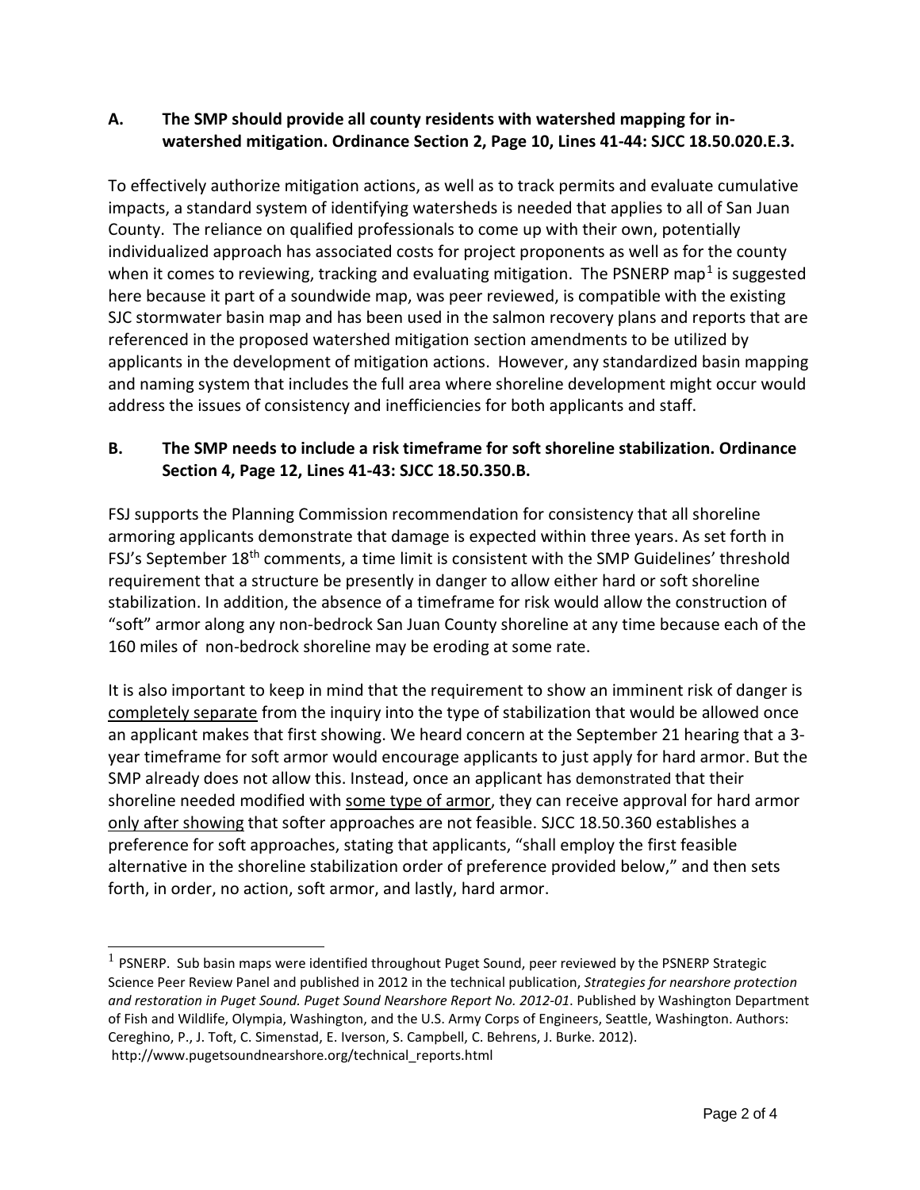**A. The SMP should provide all county residents with watershed mapping for in-watershed mitigation. Ordinance Section 2, Page 10, Lines 41-44: SJCC 18.50.020.E.3.**

To effectively authorize mitigation actions, as well as to track permits and evaluate cumulative impacts, a standard system of identifying watersheds is needed that applies to all of San Juan County. The reliance on qualified professionals to come up with their own, potentially individualized approach has associated costs for project proponents as well as for the county when it comes to reviewing, tracking and evaluating mitigation. The PSNERP map[1] is suggested here because it part of a soundwide map, was peer reviewed, is compatible with the existing SJC stormwater basin map and has been used in the salmon recovery plans and reports that are referenced in the proposed watershed mitigation section amendments to be utilized by applicants in the development of mitigation actions. However, any standardized basin mapping and naming system that includes the full area where shoreline development might occur would address the issues of consistency and inefficiencies for both applicants and staff.

**B. The SMP needs to include a risk timeframe for soft shoreline stabilization. Ordinance Section 4, Page 12, Lines 41-43: SJCC 18.50.350.B.**

FSJ supports the Planning Commission recommendation for consistency that all shoreline armoring applicants demonstrate that damage is expected within three years. As set forth in FSJ's September 18th comments, a time limit is consistent with the SMP Guidelines' threshold requirement that a structure be presently in danger to allow either hard or soft shoreline stabilization. In addition, the absence of a timeframe for risk would allow the construction of "soft" armor along any non-bedrock San Juan County shoreline at any time because each of the 160 miles of non-bedrock shoreline may be eroding at some rate.

It is also important to keep in mind that the requirement to show an imminent risk of danger is <u>completely separate</u> from the inquiry into the type of stabilization that would be allowed once an applicant makes that first showing. We heard concern at the September 21 hearing that a 3-year timeframe for soft armor would encourage applicants to just apply for hard armor. But the SMP already does not allow this. Instead, once an applicant has demonstrated that their shoreline needed modified with <u>some type of armor</u>, they can receive approval for hard armor <u>only after showing</u> that softer approaches are not feasible. SJCC 18.50.360 establishes a preference for soft approaches, stating that applicants, "shall employ the first feasible alternative in the shoreline stabilization order of preference provided below," and then sets forth, in order, no action, soft armor, and lastly, hard armor.

---

[1] PSNERP. Sub basin maps were identified throughout Puget Sound, peer reviewed by the PSNERP Strategic Science Peer Review Panel and published in 2012 in the technical publication, *Strategies for nearshore protection and restoration in Puget Sound. Puget Sound Nearshore Report No. 2012-01*. Published by Washington Department of Fish and Wildlife, Olympia, Washington, and the U.S. Army Corps of Engineers, Seattle, Washington. Authors: Cereghino, P., J. Toft, C. Simenstad, E. Iverson, S. Campbell, C. Behrens, J. Burke. 2012). http://www.pugetsoundnearshore.org/technical_reports.html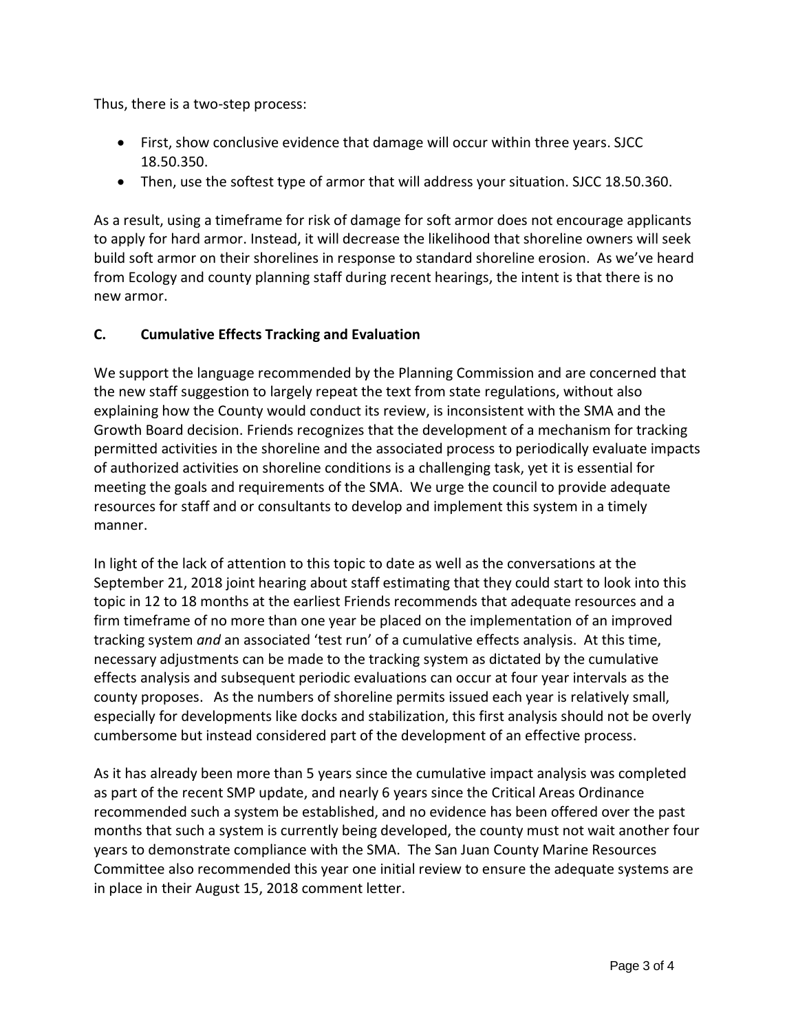Thus, there is a two-step process:

- First, show conclusive evidence that damage will occur within three years. SJCC 18.50.350.
- Then, use the softest type of armor that will address your situation. SJCC 18.50.360.

As a result, using a timeframe for risk of damage for soft armor does not encourage applicants to apply for hard armor. Instead, it will decrease the likelihood that shoreline owners will seek build soft armor on their shorelines in response to standard shoreline erosion. As we've heard from Ecology and county planning staff during recent hearings, the intent is that there is no new armor.

### C. Cumulative Effects Tracking and Evaluation

We support the language recommended by the Planning Commission and are concerned that the new staff suggestion to largely repeat the text from state regulations, without also explaining how the County would conduct its review, is inconsistent with the SMA and the Growth Board decision. Friends recognizes that the development of a mechanism for tracking permitted activities in the shoreline and the associated process to periodically evaluate impacts of authorized activities on shoreline conditions is a challenging task, yet it is essential for meeting the goals and requirements of the SMA. We urge the council to provide adequate resources for staff and or consultants to develop and implement this system in a timely manner.

In light of the lack of attention to this topic to date as well as the conversations at the September 21, 2018 joint hearing about staff estimating that they could start to look into this topic in 12 to 18 months at the earliest Friends recommends that adequate resources and a firm timeframe of no more than one year be placed on the implementation of an improved tracking system *and* an associated 'test run' of a cumulative effects analysis. At this time, necessary adjustments can be made to the tracking system as dictated by the cumulative effects analysis and subsequent periodic evaluations can occur at four year intervals as the county proposes. As the numbers of shoreline permits issued each year is relatively small, especially for developments like docks and stabilization, this first analysis should not be overly cumbersome but instead considered part of the development of an effective process.

As it has already been more than 5 years since the cumulative impact analysis was completed as part of the recent SMP update, and nearly 6 years since the Critical Areas Ordinance recommended such a system be established, and no evidence has been offered over the past months that such a system is currently being developed, the county must not wait another four years to demonstrate compliance with the SMA. The San Juan County Marine Resources Committee also recommended this year one initial review to ensure the adequate systems are in place in their August 15, 2018 comment letter.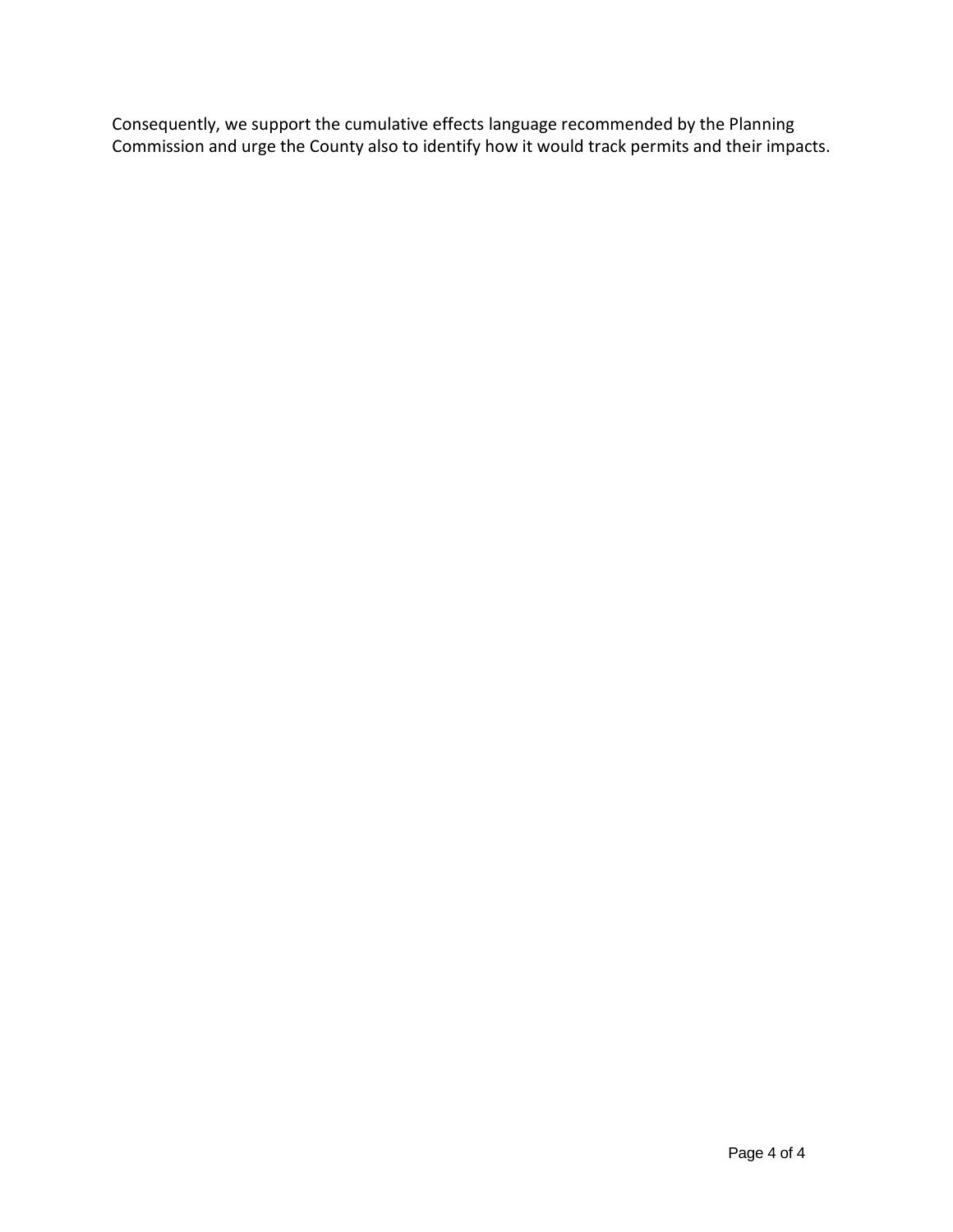Consequently, we support the cumulative effects language recommended by the Planning Commission and urge the County also to identify how it would track permits and their impacts.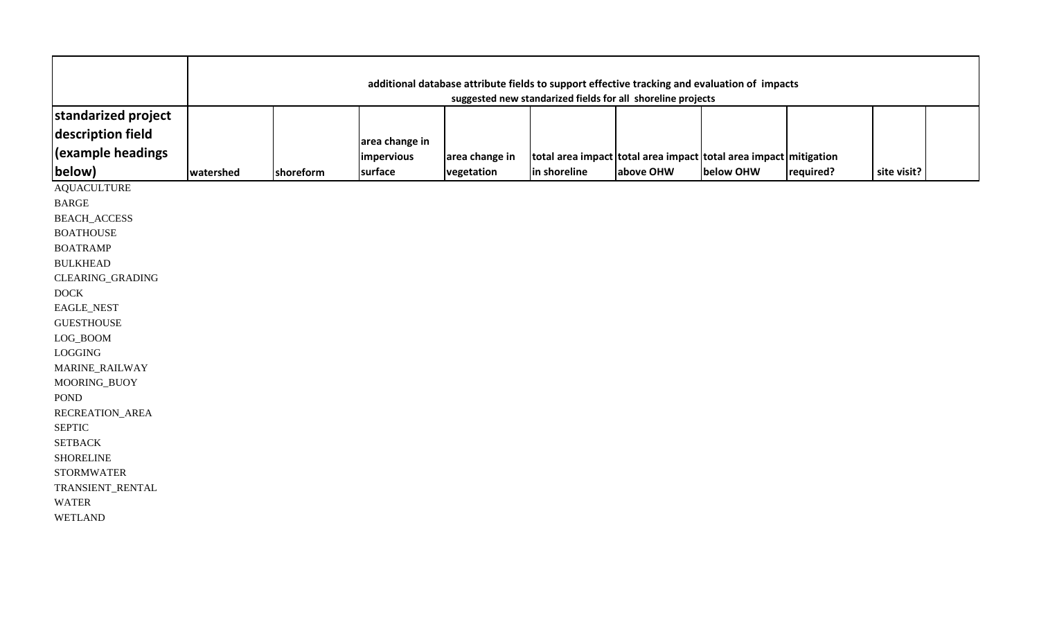| | additional database attribute fields to support effective tracking and evaluation of impacts suggested new standarized fields for all shoreline projects | | | | | | | | |
|---|---|---|---|---|---|---|---|---|---|
| **standarized project description field (example headings below)** | **watershed** | **shoreform** | **area change in impervious surface** | **area change in vegetation** | **total area impact in shoreline** | **total area impact above OHW** | **total area impact below OHW** | **mitigation required?** | **site visit?** |
| AQUACULTURE | | | | | | | | | |
| BARGE | | | | | | | | | |
| BEACH_ACCESS | | | | | | | | | |
| BOATHOUSE | | | | | | | | | |
| BOATRAMP | | | | | | | | | |
| BULKHEAD | | | | | | | | | |
| CLEARING_GRADING | | | | | | | | | |
| DOCK | | | | | | | | | |
| EAGLE_NEST | | | | | | | | | |
| GUESTHOUSE | | | | | | | | | |
| LOG_BOOM | | | | | | | | | |
| LOGGING | | | | | | | | | |
| MARINE_RAILWAY | | | | | | | | | |
| MOORING_BUOY | | | | | | | | | |
| POND | | | | | | | | | |
| RECREATION_AREA | | | | | | | | | |
| SEPTIC | | | | | | | | | |
| SETBACK | | | | | | | | | |
| SHORELINE | | | | | | | | | |
| STORMWATER | | | | | | | | | |
| TRANSIENT_RENTAL | | | | | | | | | |
| WATER | | | | | | | | | |
| WETLAND | | | | | | | | | |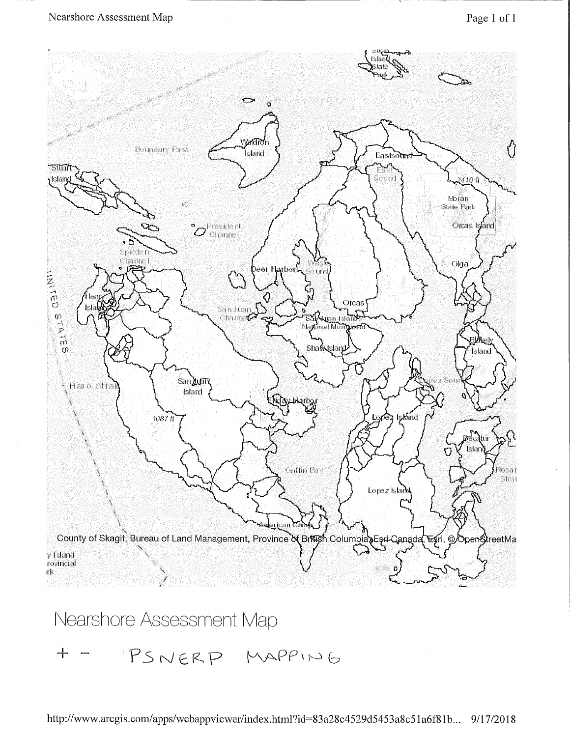Nearshore Assessment Map

Boundary Pass

Waldron Island

Stuart Island

President Channel

Spieden Channel

Eastsound

East Sound

2410 ft

Moran State Park

Orcas Island

Olga

Deer Harbor

West Sound

Henry Island

San Juan Channel

Orcas

San Juan Islands National Monument

Shaw Island

Blakely Island

Haro Strait

San Juan Island

Friday Harbor

Lopez Sound

1087 ft

Lopez Island

Decatur Island

Griffin Bay

Rosario Strait

Lopez Island

American Camp

County of Skagit, Bureau of Land Management, Province of British Columbia, Esri Canada, Esri, © OpenStreetMap

y Island rovincial rk

UNITED STATES

# Nearshore Assessment Map

\+ − PSNERP MAPPING